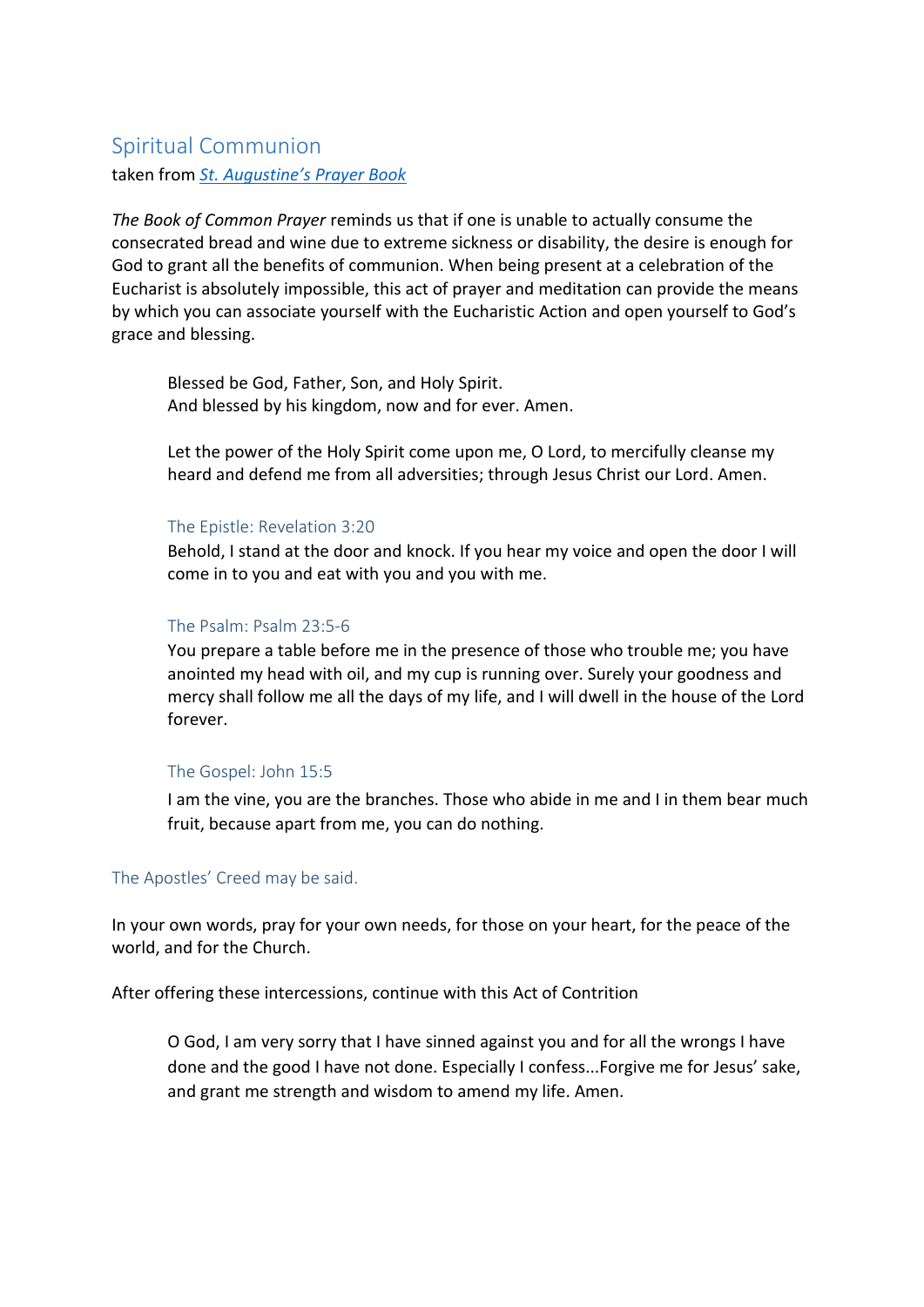## Spiritual Communion

taken from *[St. Augustine's Prayer Book]()*

*The Book of Common Prayer* reminds us that if one is unable to actually consume the consecrated bread and wine due to extreme sickness or disability, the desire is enough for God to grant all the benefits of communion. When being present at a celebration of the Eucharist is absolutely impossible, this act of prayer and meditation can provide the means by which you can associate yourself with the Eucharistic Action and open yourself to God's grace and blessing.

> Blessed be God, Father, Son, and Holy Spirit.
> And blessed by his kingdom, now and for ever. Amen.
>
> Let the power of the Holy Spirit come upon me, O Lord, to mercifully cleanse my heard and defend me from all adversities; through Jesus Christ our Lord. Amen.
>
> ### The Epistle: Revelation 3:20
>
> Behold, I stand at the door and knock. If you hear my voice and open the door I will come in to you and eat with you and you with me.
>
> ### The Psalm: Psalm 23:5-6
>
> You prepare a table before me in the presence of those who trouble me; you have anointed my head with oil, and my cup is running over. Surely your goodness and mercy shall follow me all the days of my life, and I will dwell in the house of the Lord forever.
>
> ### The Gospel: John 15:5
>
> I am the vine, you are the branches. Those who abide in me and I in them bear much fruit, because apart from me, you can do nothing.

### The Apostles' Creed may be said.

In your own words, pray for your own needs, for those on your heart, for the peace of the world, and for the Church.

After offering these intercessions, continue with this Act of Contrition

> O God, I am very sorry that I have sinned against you and for all the wrongs I have done and the good I have not done. Especially I confess...Forgive me for Jesus' sake, and grant me strength and wisdom to amend my life. Amen.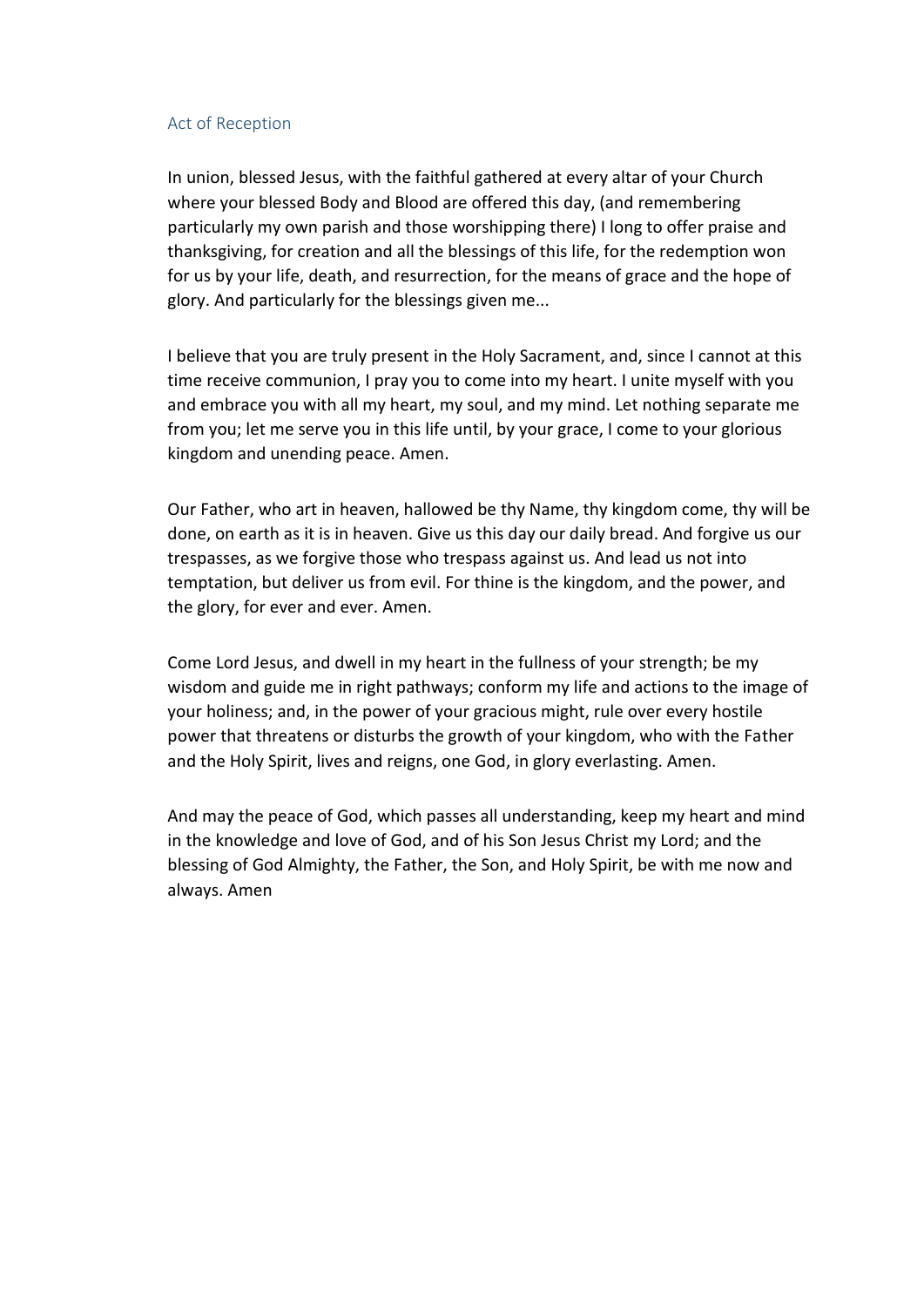## Act of Reception

In union, blessed Jesus, with the faithful gathered at every altar of your Church where your blessed Body and Blood are offered this day, (and remembering particularly my own parish and those worshipping there) I long to offer praise and thanksgiving, for creation and all the blessings of this life, for the redemption won for us by your life, death, and resurrection, for the means of grace and the hope of glory. And particularly for the blessings given me...

I believe that you are truly present in the Holy Sacrament, and, since I cannot at this time receive communion, I pray you to come into my heart. I unite myself with you and embrace you with all my heart, my soul, and my mind. Let nothing separate me from you; let me serve you in this life until, by your grace, I come to your glorious kingdom and unending peace. Amen.

Our Father, who art in heaven, hallowed be thy Name, thy kingdom come, thy will be done, on earth as it is in heaven. Give us this day our daily bread. And forgive us our trespasses, as we forgive those who trespass against us. And lead us not into temptation, but deliver us from evil. For thine is the kingdom, and the power, and the glory, for ever and ever. Amen.

Come Lord Jesus, and dwell in my heart in the fullness of your strength; be my wisdom and guide me in right pathways; conform my life and actions to the image of your holiness; and, in the power of your gracious might, rule over every hostile power that threatens or disturbs the growth of your kingdom, who with the Father and the Holy Spirit, lives and reigns, one God, in glory everlasting. Amen.

And may the peace of God, which passes all understanding, keep my heart and mind in the knowledge and love of God, and of his Son Jesus Christ my Lord; and the blessing of God Almighty, the Father, the Son, and Holy Spirit, be with me now and always. Amen